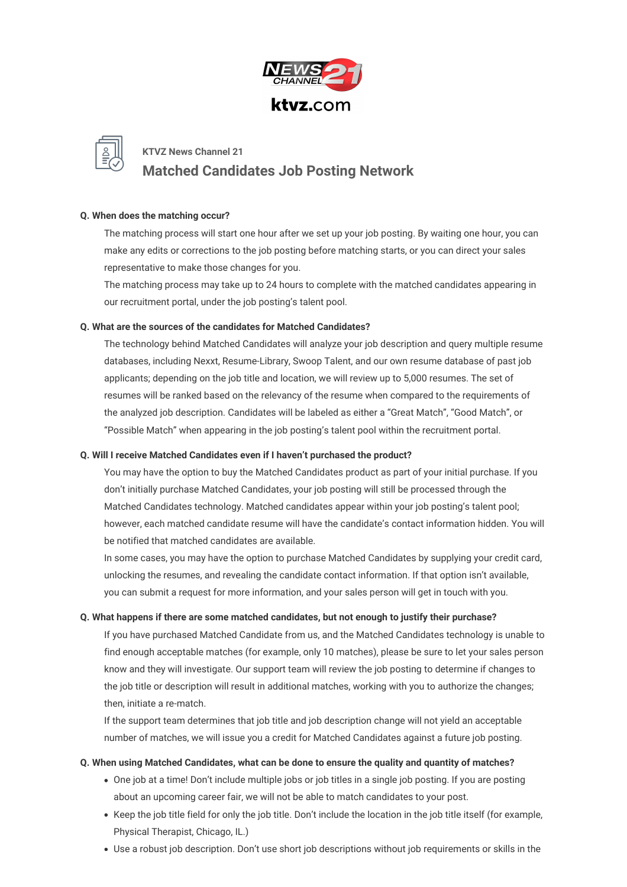KTVZ News Channel 21

ktvz.com

KTVZ News Channel 21

# Matched Candidates Job Posting Network

**Q. When does the matching occur?**

The matching process will start one hour after we set up your job posting. By waiting one hour, you can make any edits or corrections to the job posting before matching starts, or you can direct your sales representative to make those changes for you.

The matching process may take up to 24 hours to complete with the matched candidates appearing in our recruitment portal, under the job posting's talent pool.

**Q. What are the sources of the candidates for Matched Candidates?**

The technology behind Matched Candidates will analyze your job description and query multiple resume databases, including Nexxt, Resume-Library, Swoop Talent, and our own resume database of past job applicants; depending on the job title and location, we will review up to 5,000 resumes. The set of resumes will be ranked based on the relevancy of the resume when compared to the requirements of the analyzed job description. Candidates will be labeled as either a "Great Match", "Good Match", or "Possible Match" when appearing in the job posting's talent pool within the recruitment portal.

**Q. Will I receive Matched Candidates even if I haven't purchased the product?**

You may have the option to buy the Matched Candidates product as part of your initial purchase. If you don't initially purchase Matched Candidates, your job posting will still be processed through the Matched Candidates technology. Matched candidates appear within your job posting's talent pool; however, each matched candidate resume will have the candidate's contact information hidden. You will be notified that matched candidates are available.

In some cases, you may have the option to purchase Matched Candidates by supplying your credit card, unlocking the resumes, and revealing the candidate contact information. If that option isn't available, you can submit a request for more information, and your sales person will get in touch with you.

**Q. What happens if there are some matched candidates, but not enough to justify their purchase?**

If you have purchased Matched Candidate from us, and the Matched Candidates technology is unable to find enough acceptable matches (for example, only 10 matches), please be sure to let your sales person know and they will investigate. Our support team will review the job posting to determine if changes to the job title or description will result in additional matches, working with you to authorize the changes; then, initiate a re-match.

If the support team determines that job title and job description change will not yield an acceptable number of matches, we will issue you a credit for Matched Candidates against a future job posting.

**Q. When using Matched Candidates, what can be done to ensure the quality and quantity of matches?**

- One job at a time! Don't include multiple jobs or job titles in a single job posting. If you are posting about an upcoming career fair, we will not be able to match candidates to your post.
- Keep the job title field for only the job title. Don't include the location in the job title itself (for example, Physical Therapist, Chicago, IL.)
- Use a robust job description. Don't use short job descriptions without job requirements or skills in the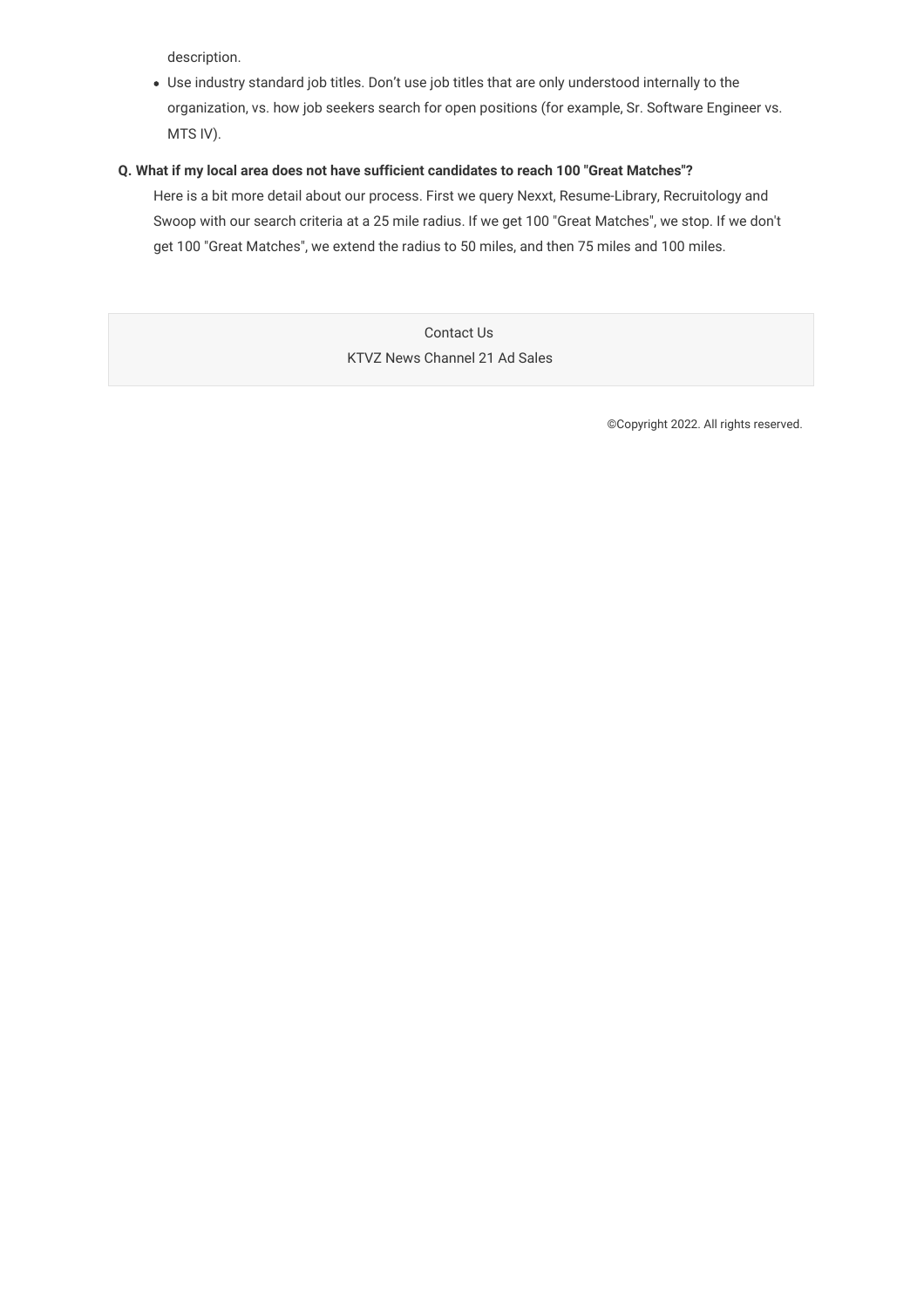description.

- Use industry standard job titles. Don't use job titles that are only understood internally to the organization, vs. how job seekers search for open positions (for example, Sr. Software Engineer vs. MTS IV).

**Q. What if my local area does not have sufficient candidates to reach 100 "Great Matches"?**

Here is a bit more detail about our process. First we query Nexxt, Resume-Library, Recruitology and Swoop with our search criteria at a 25 mile radius. If we get 100 "Great Matches", we stop. If we don't get 100 "Great Matches", we extend the radius to 50 miles, and then 75 miles and 100 miles.

Contact Us

KTVZ News Channel 21 Ad Sales

©Copyright 2022. All rights reserved.